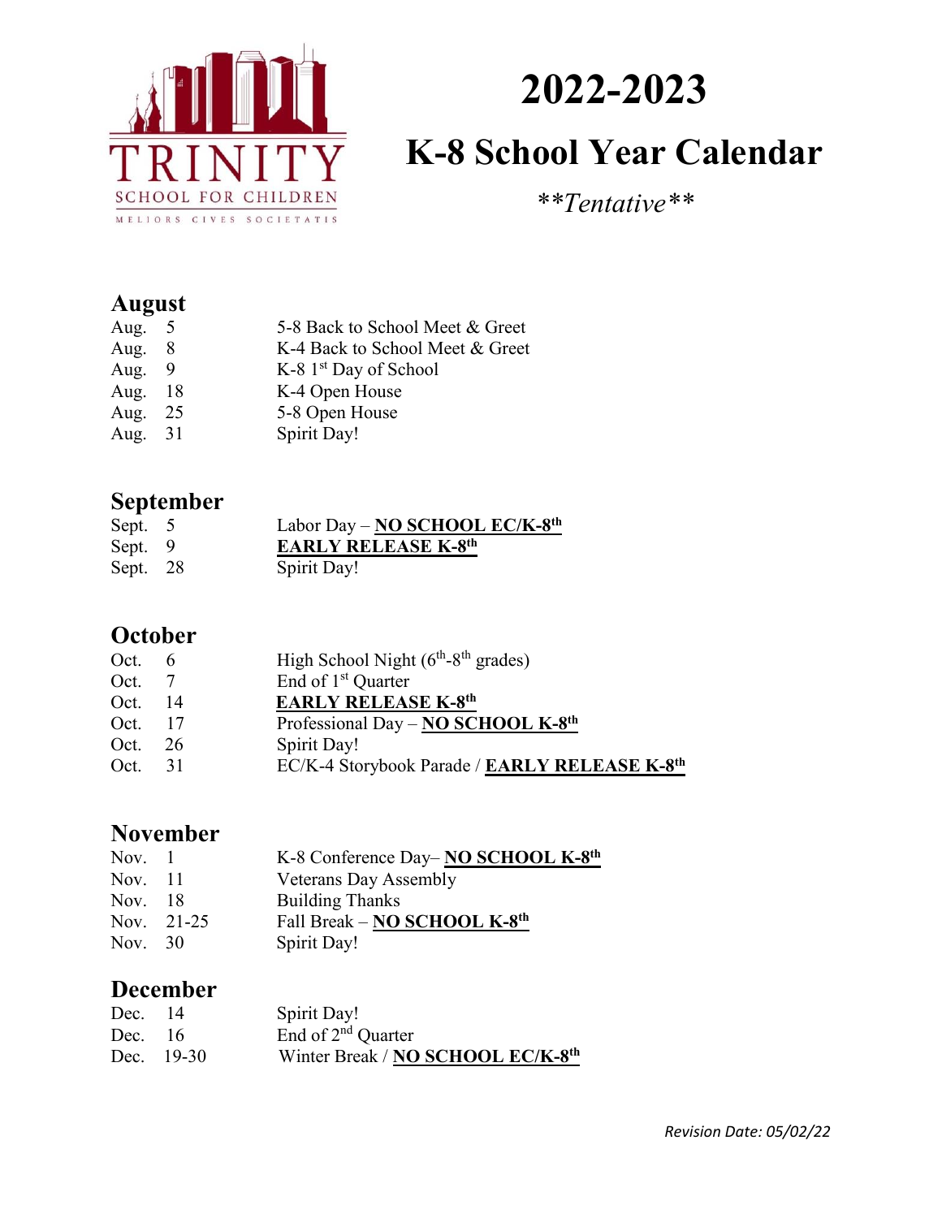TRINITY
SCHOOL FOR CHILDREN
MELIORS CIVES SOCIETATIS

# 2022-2023

# K-8 School Year Calendar

*\*\*Tentative\*\**

## August

| | |
|---|---|
| Aug. 5 | 5-8 Back to School Meet & Greet |
| Aug. 8 | K-4 Back to School Meet & Greet |
| Aug. 9 | K-8 1st Day of School |
| Aug. 18 | K-4 Open House |
| Aug. 25 | 5-8 Open House |
| Aug. 31 | Spirit Day! |

## September

| | |
|---|---|
| Sept. 5 | Labor Day – **NO SCHOOL EC/K-8th** |
| Sept. 9 | **EARLY RELEASE K-8th** |
| Sept. 28 | Spirit Day! |

## October

| | |
|---|---|
| Oct. 6 | High School Night (6th-8th grades) |
| Oct. 7 | End of 1st Quarter |
| Oct. 14 | **EARLY RELEASE K-8th** |
| Oct. 17 | Professional Day – **NO SCHOOL K-8th** |
| Oct. 26 | Spirit Day! |
| Oct. 31 | EC/K-4 Storybook Parade / **EARLY RELEASE K-8th** |

## November

| | |
|---|---|
| Nov. 1 | K-8 Conference Day– **NO SCHOOL K-8th** |
| Nov. 11 | Veterans Day Assembly |
| Nov. 18 | Building Thanks |
| Nov. 21-25 | Fall Break – **NO SCHOOL K-8th** |
| Nov. 30 | Spirit Day! |

## December

| | |
|---|---|
| Dec. 14 | Spirit Day! |
| Dec. 16 | End of 2nd Quarter |
| Dec. 19-30 | Winter Break / **NO SCHOOL EC/K-8th** |

*Revision Date: 05/02/22*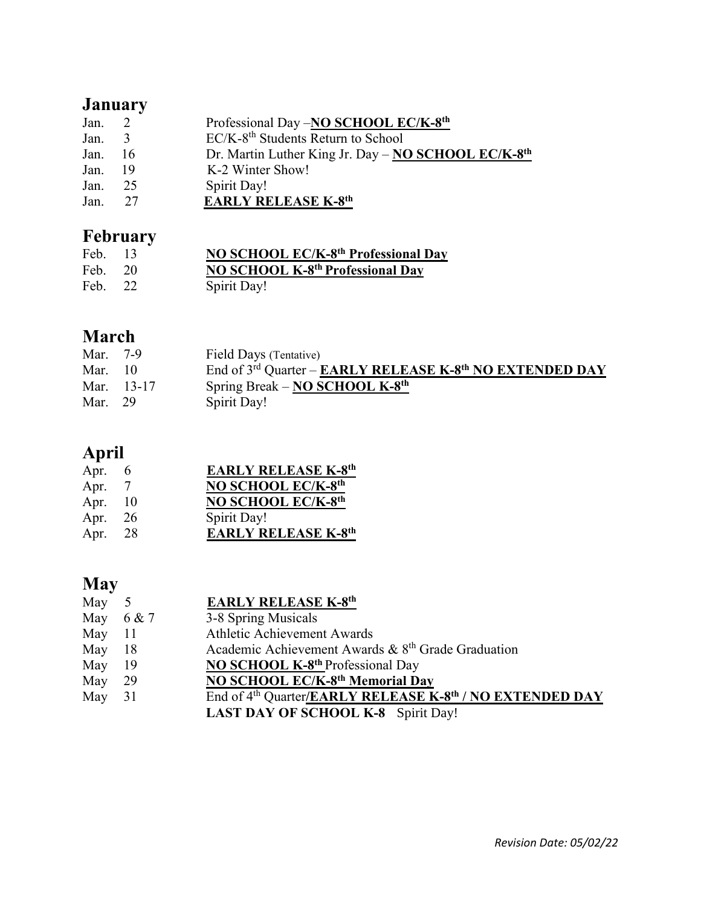## January

| | |
|---|---|
| Jan. 2 | Professional Day –**NO SCHOOL EC/K-8th** |
| Jan. 3 | EC/K-8th Students Return to School |
| Jan. 16 | Dr. Martin Luther King Jr. Day – **NO SCHOOL EC/K-8th** |
| Jan. 19 | K-2 Winter Show! |
| Jan. 25 | Spirit Day! |
| Jan. 27 | **EARLY RELEASE K-8th** |

## February

| | |
|---|---|
| Feb. 13 | **NO SCHOOL EC/K-8th Professional Day** |
| Feb. 20 | **NO SCHOOL K-8th Professional Day** |
| Feb. 22 | Spirit Day! |

## March

| | |
|---|---|
| Mar. 7-9 | Field Days (Tentative) |
| Mar. 10 | End of 3rd Quarter – **EARLY RELEASE K-8th NO EXTENDED DAY** |
| Mar. 13-17 | Spring Break – **NO SCHOOL K-8th** |
| Mar. 29 | Spirit Day! |

## April

| | |
|---|---|
| Apr. 6 | **EARLY RELEASE K-8th** |
| Apr. 7 | **NO SCHOOL EC/K-8th** |
| Apr. 10 | **NO SCHOOL EC/K-8th** |
| Apr. 26 | Spirit Day! |
| Apr. 28 | **EARLY RELEASE K-8th** |

## May

| | |
|---|---|
| May 5 | **EARLY RELEASE K-8th** |
| May 6 & 7 | 3-8 Spring Musicals |
| May 11 | Athletic Achievement Awards |
| May 18 | Academic Achievement Awards & 8th Grade Graduation |
| May 19 | **NO SCHOOL K-8th** Professional Day |
| May 29 | **NO SCHOOL EC/K-8th Memorial Day** |
| May 31 | End of 4th Quarter/**EARLY RELEASE K-8th / NO EXTENDED DAY** **LAST DAY OF SCHOOL K-8** Spirit Day! |

*Revision Date: 05/02/22*